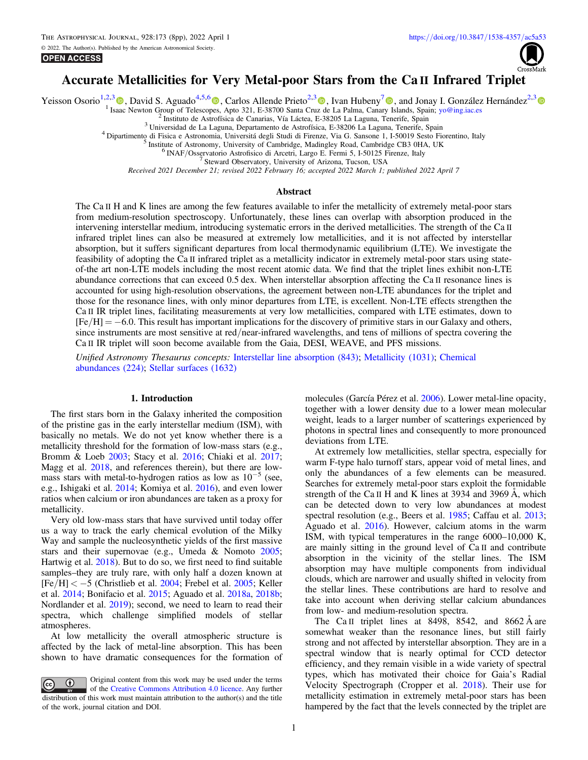# Accurate Metallicities for Very Metal-poor Stars from the Ca II Infrared Triplet

Yeisson Osorio[1,2,3], David S. Aguado[4,5,6], Carlos Allende Prieto[2,3], Ivan Hubeny[7], and Jonay I. González Hernández[2,3]

[1] Isaac Newton Group of Telescopes, Apto 321, E-38700 Santa Cruz de La Palma, Canary Islands, Spain; yo@ing.iac.es
[2] Instituto de Astrofísica de Canarias, Vía Láctea, E-38205 La Laguna, Tenerife, Spain
[3] Universidad de La Laguna, Departamento de Astrofísica, E-38206 La Laguna, Tenerife, Spain
[4] Dipartimento di Fisica e Astronomia, Universitá degli Studi di Firenze, Via G. Sansone 1, I-50019 Sesto Fiorentino, Italy
[5] Institute of Astronomy, University of Cambridge, Madingley Road, Cambridge CB3 0HA, UK
[6] INAF/Osservatorio Astrofisico di Arcetri, Largo E. Fermi 5, I-50125 Firenze, Italy
[7] Steward Observatory, University of Arizona, Tucson, USA

*Received 2021 December 21; revised 2022 February 16; accepted 2022 March 1; published 2022 April 7*

## Abstract

The Ca II H and K lines are among the few features available to infer the metallicity of extremely metal-poor stars from medium-resolution spectroscopy. Unfortunately, these lines can overlap with absorption produced in the intervening interstellar medium, introducing systematic errors in the derived metallicities. The strength of the Ca II infrared triplet lines can also be measured at extremely low metallicities, and it is not affected by interstellar absorption, but it suffers significant departures from local thermodynamic equilibrium (LTE). We investigate the feasibility of adopting the Ca II infrared triplet as a metallicity indicator in extremely metal-poor stars using state-of-the art non-LTE models including the most recent atomic data. We find that the triplet lines exhibit non-LTE abundance corrections that can exceed 0.5 dex. When interstellar absorption affecting the Ca II resonance lines is accounted for using high-resolution observations, the agreement between non-LTE abundances for the triplet and those for the resonance lines, with only minor departures from LTE, is excellent. Non-LTE effects strengthen the Ca II IR triplet lines, facilitating measurements at very low metallicities, compared with LTE estimates, down to [Fe/H] = −6.0. This result has important implications for the discovery of primitive stars in our Galaxy and others, since instruments are most sensitive at red/near-infrared wavelengths, and tens of millions of spectra covering the Ca II IR triplet will soon become available from the Gaia, DESI, WEAVE, and PFS missions.

*Unified Astronomy Thesaurus concepts:* Interstellar line absorption (843); Metallicity (1031); Chemical abundances (224); Stellar surfaces (1632)

## 1. Introduction

The first stars born in the Galaxy inherited the composition of the pristine gas in the early interstellar medium (ISM), with basically no metals. We do not yet know whether there is a metallicity threshold for the formation of low-mass stars (e.g., Bromm & Loeb 2003; Stacy et al. 2016; Chiaki et al. 2017; Magg et al. 2018, and references therein), but there are low-mass stars with metal-to-hydrogen ratios as low as $10^{-5}$ (see, e.g., Ishigaki et al. 2014; Komiya et al. 2016), and even lower ratios when calcium or iron abundances are taken as a proxy for metallicity.

Very old low-mass stars that have survived until today offer us a way to track the early chemical evolution of the Milky Way and sample the nucleosynthetic yields of the first massive stars and their supernovae (e.g., Umeda & Nomoto 2005; Hartwig et al. 2018). But to do so, we first need to find suitable samples–they are truly rare, with only half a dozen known at [Fe/H] < −5 (Christlieb et al. 2004; Frebel et al. 2005; Keller et al. 2014; Bonifacio et al. 2015; Aguado et al. 2018a, 2018b; Nordlander et al. 2019); second, we need to learn to read their spectra, which challenge simplified models of stellar atmospheres.

At low metallicity the overall atmospheric structure is affected by the lack of metal-line absorption. This has been shown to have dramatic consequences for the formation of molecules (García Pérez et al. 2006). Lower metal-line opacity, together with a lower density due to a lower mean molecular weight, leads to a larger number of scatterings experienced by photons in spectral lines and consequently to more pronounced deviations from LTE.

At extremely low metallicities, stellar spectra, especially for warm F-type halo turnoff stars, appear void of metal lines, and only the abundances of a few elements can be measured. Searches for extremely metal-poor stars exploit the formidable strength of the Ca II H and K lines at 3934 and 3969 Å, which can be detected down to very low abundances at modest spectral resolution (e.g., Beers et al. 1985; Caffau et al. 2013; Aguado et al. 2016). However, calcium atoms in the warm ISM, with typical temperatures in the range 6000–10,000 K, are mainly sitting in the ground level of Ca II and contribute absorption in the vicinity of the stellar lines. The ISM absorption may have multiple components from individual clouds, which are narrower and usually shifted in velocity from the stellar lines. These contributions are hard to resolve and take into account when deriving stellar calcium abundances from low- and medium-resolution spectra.

The Ca II triplet lines at 8498, 8542, and 8662 Å are somewhat weaker than the resonance lines, but still fairly strong and not affected by interstellar absorption. They are in a spectral window that is nearly optimal for CCD detector efficiency, and they remain visible in a wide variety of spectral types, which has motivated their choice for Gaia's Radial Velocity Spectrograph (Cropper et al. 2018). Their use for metallicity estimation in extremely metal-poor stars has been hampered by the fact that the levels connected by the triplet are

Original content from this work may be used under the terms of the Creative Commons Attribution 4.0 licence. Any further distribution of this work must maintain attribution to the author(s) and the title of the work, journal citation and DOI.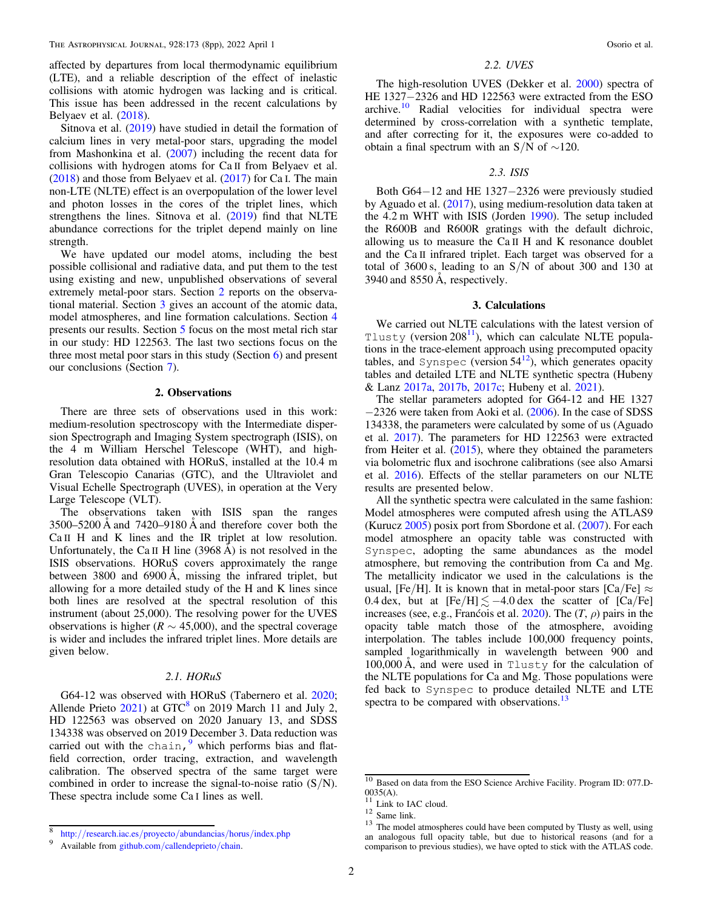affected by departures from local thermodynamic equilibrium (LTE), and a reliable description of the effect of inelastic collisions with atomic hydrogen was lacking and is critical. This issue has been addressed in the recent calculations by Belyaev et al. (2018).

Sitnova et al. (2019) have studied in detail the formation of calcium lines in very metal-poor stars, upgrading the model from Mashonkina et al. (2007) including the recent data for collisions with hydrogen atoms for Ca II from Belyaev et al. (2018) and those from Belyaev et al. (2017) for Ca I. The main non-LTE (NLTE) effect is an overpopulation of the lower level and photon losses in the cores of the triplet lines, which strengthens the lines. Sitnova et al. (2019) find that NLTE abundance corrections for the triplet depend mainly on line strength.

We have updated our model atoms, including the best possible collisional and radiative data, and put them to the test using existing and new, unpublished observations of several extremely metal-poor stars. Section 2 reports on the observational material. Section 3 gives an account of the atomic data, model atmospheres, and line formation calculations. Section 4 presents our results. Section 5 focus on the most metal rich star in our study: HD 122563. The last two sections focus on the three most metal poor stars in this study (Section 6) and present our conclusions (Section 7).

## 2. Observations

There are three sets of observations used in this work: medium-resolution spectroscopy with the Intermediate dispersion Spectrograph and Imaging System spectrograph (ISIS), on the 4 m William Herschel Telescope (WHT), and high-resolution data obtained with HORuS, installed at the 10.4 m Gran Telescopio Canarias (GTC), and the Ultraviolet and Visual Echelle Spectrograph (UVES), in operation at the Very Large Telescope (VLT).

The observations taken with ISIS span the ranges 3500–5200 Å and 7420–9180 Å and therefore cover both the Ca II H and K lines and the IR triplet at low resolution. Unfortunately, the Ca II H line (3968 Å) is not resolved in the ISIS observations. HORuS covers approximately the range between 3800 and 6900 Å, missing the infrared triplet, but allowing for a more detailed study of the H and K lines since both lines are resolved at the spectral resolution of this instrument (about 25,000). The resolving power for the UVES observations is higher ($R \sim 45{,}000$), and the spectral coverage is wider and includes the infrared triplet lines. More details are given below.

### 2.1. HORuS

G64−12 was observed with HORuS (Tabernero et al. 2020; Allende Prieto 2021) at GTC[8] on 2019 March 11 and July 2, HD 122563 was observed on 2020 January 13, and SDSS 134338 was observed on 2019 December 3. Data reduction was carried out with the `chain`,[9] which performs bias and flat-field correction, order tracing, extraction, and wavelength calibration. The observed spectra of the same target were combined in order to increase the signal-to-noise ratio (S/N). These spectra include some Ca I lines as well.

### 2.2. UVES

The high-resolution UVES (Dekker et al. 2000) spectra of HE 1327−2326 and HD 122563 were extracted from the ESO archive.[10] Radial velocities for individual spectra were determined by cross-correlation with a synthetic template, and after correcting for it, the exposures were co-added to obtain a final spectrum with an S/N of ∼120.

### 2.3. ISIS

Both G64−12 and HE 1327−2326 were previously studied by Aguado et al. (2017), using medium-resolution data taken at the 4.2 m WHT with ISIS (Jorden 1990). The setup included the R600B and R600R gratings with the default dichroic, allowing us to measure the Ca II H and K resonance doublet and the Ca II infrared triplet. Each target was observed for a total of 3600 s, leading to an S/N of about 300 and 130 at 3940 and 8550 Å, respectively.

## 3. Calculations

We carried out NLTE calculations with the latest version of `Tlusty` (version 208[11]), which can calculate NLTE populations in the trace-element approach using precomputed opacity tables, and `Synspec` (version 54[12]), which generates opacity tables and detailed LTE and NLTE synthetic spectra (Hubeny & Lanz 2017a, 2017b, 2017c; Hubeny et al. 2021).

The stellar parameters adopted for G64-12 and HE 1327 −2326 were taken from Aoki et al. (2006). In the case of SDSS 134338, the parameters were calculated by some of us (Aguado et al. 2017). The parameters for HD 122563 were extracted from Heiter et al. (2015), where they obtained the parameters via bolometric flux and isochrone calibrations (see also Amarsi et al. 2016). Effects of the stellar parameters on our NLTE results are presented below.

All the synthetic spectra were calculated in the same fashion: Model atmospheres were computed afresh using the ATLAS9 (Kurucz 2005) posix port from Sbordone et al. (2007). For each model atmosphere an opacity table was constructed with `Synspec`, adopting the same abundances as the model atmosphere, but removing the contribution from Ca and Mg. The metallicity indicator we used in the calculations is the usual, [Fe/H]. It is known that in metal-poor stars [Ca/Fe] $\approx$ 0.4 dex, but at [Fe/H] $\lesssim -4.0$ dex the scatter of [Ca/Fe] increases (see, e.g., François et al. 2020). The ($T$, $\rho$) pairs in the opacity table match those of the atmosphere, avoiding interpolation. The tables include 100,000 frequency points, sampled logarithmically in wavelength between 900 and 100,000 Å, and were used in `Tlusty` for the calculation of the NLTE populations for Ca and Mg. Those populations were fed back to `Synspec` to produce detailed NLTE and LTE spectra to be compared with observations.[13]

---

[8] http://research.iac.es/proyecto/abundancias/horus/index.php

[9] Available from github.com/callendeprieto/chain.

[10] Based on data from the ESO Science Archive Facility. Program ID: 077.D-0035(A).

[11] Link to IAC cloud.

[12] Same link.

[13] The model atmospheres could have been computed by Tlusty as well, using an analogous full opacity table, but due to historical reasons (and for a comparison to previous studies), we have opted to stick with the ATLAS code.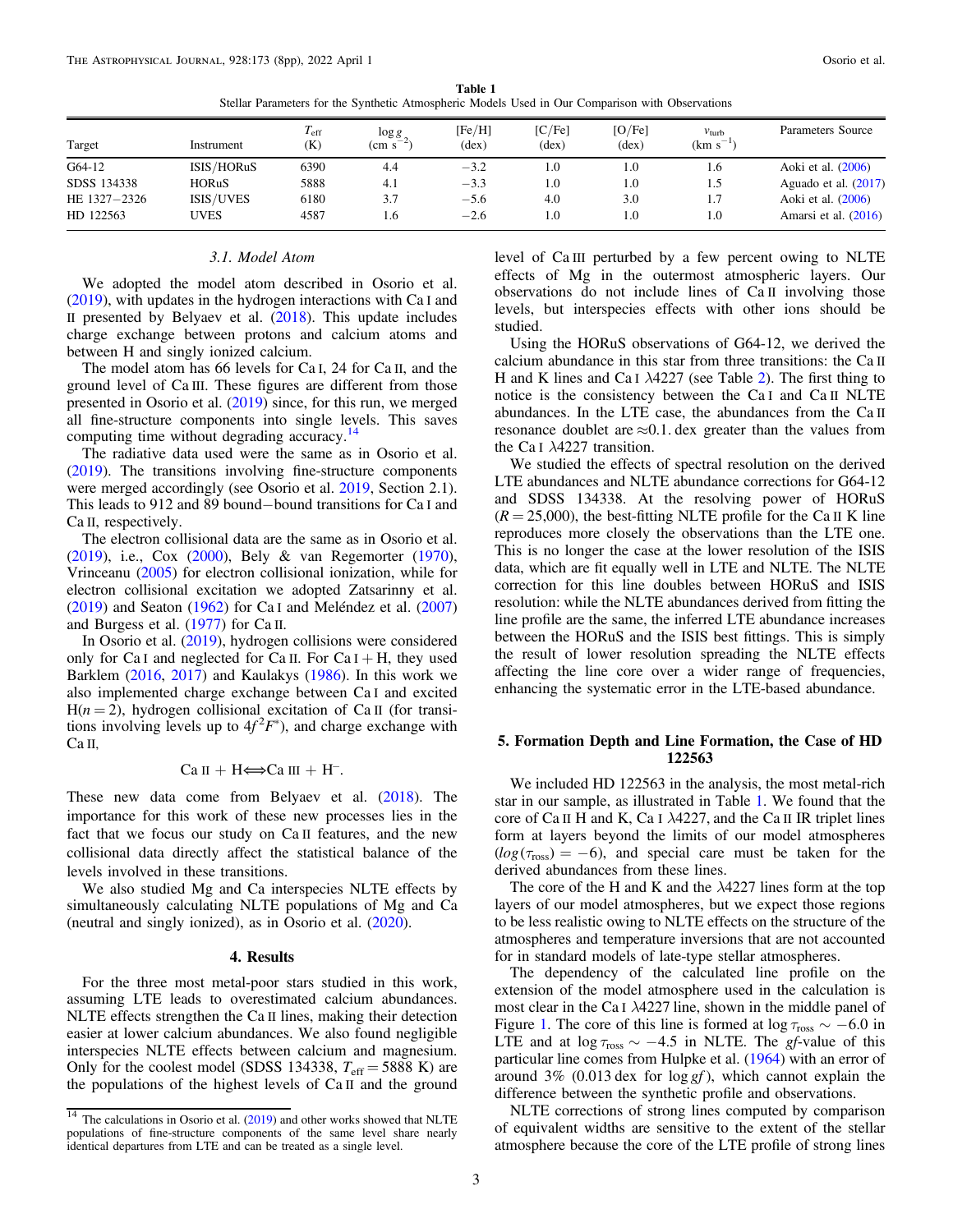**Table 1**
Stellar Parameters for the Synthetic Atmospheric Models Used in Our Comparison with Observations

| Target | Instrument | $T_{eff}$ (K) | $\log g$ (cm $s^{-2}$) | [Fe/H] (dex) | [C/Fe] (dex) | [O/Fe] (dex) | $v_{turb}$ (km $s^{-1}$) | Parameters Source |
|---|---|---|---|---|---|---|---|---|
| G64-12 | ISIS/HORuS | 6390 | 4.4 | −3.2 | 1.0 | 1.0 | 1.6 | Aoki et al. (2006) |
| SDSS 134338 | HORuS | 5888 | 4.1 | −3.3 | 1.0 | 1.0 | 1.5 | Aguado et al. (2017) |
| HE 1327−2326 | ISIS/UVES | 6180 | 3.7 | −5.6 | 4.0 | 3.0 | 1.7 | Aoki et al. (2006) |
| HD 122563 | UVES | 4587 | 1.6 | −2.6 | 1.0 | 1.0 | 1.0 | Amarsi et al. (2016) |

### 3.1. Model Atom

We adopted the model atom described in Osorio et al. (2019), with updates in the hydrogen interactions with Ca I and II presented by Belyaev et al. (2018). This update includes charge exchange between protons and calcium atoms and between H and singly ionized calcium.

The model atom has 66 levels for Ca I, 24 for Ca II, and the ground level of Ca III. These figures are different from those presented in Osorio et al. (2019) since, for this run, we merged all fine-structure components into single levels. This saves computing time without degrading accuracy.[14]

The radiative data used were the same as in Osorio et al. (2019). The transitions involving fine-structure components were merged accordingly (see Osorio et al. 2019, Section 2.1). This leads to 912 and 89 bound−bound transitions for Ca I and Ca II, respectively.

The electron collisional data are the same as in Osorio et al. (2019), i.e., Cox (2000), Bely & van Regemorter (1970), Vrinceanu (2005) for electron collisional ionization, while for electron collisional excitation we adopted Zatsarinny et al. (2019) and Seaton (1962) for Ca I and Meléndez et al. (2007) and Burgess et al. (1977) for Ca II.

In Osorio et al. (2019), hydrogen collisions were considered only for Ca I and neglected for Ca II. For Ca I + H, they used Barklem (2016, 2017) and Kaulakys (1986). In this work we also implemented charge exchange between Ca I and excited H($n = 2$), hydrogen collisional excitation of Ca II (for transitions involving levels up to $4f^2F^*$), and charge exchange with Ca II,

$$\text{Ca II} + \text{H} \Longleftrightarrow \text{Ca III} + \text{H}^-.$$

These new data come from Belyaev et al. (2018). The importance for this work of these new processes lies in the fact that we focus our study on Ca II features, and the new collisional data directly affect the statistical balance of the levels involved in these transitions.

We also studied Mg and Ca interspecies NLTE effects by simultaneously calculating NLTE populations of Mg and Ca (neutral and singly ionized), as in Osorio et al. (2020).

## 4. Results

For the three most metal-poor stars studied in this work, assuming LTE leads to overestimated calcium abundances. NLTE effects strengthen the Ca II lines, making their detection easier at lower calcium abundances. We also found negligible interspecies NLTE effects between calcium and magnesium. Only for the coolest model (SDSS 134338, $T_{eff} = 5888$ K) are the populations of the highest levels of Ca II and the ground level of Ca III perturbed by a few percent owing to NLTE effects of Mg in the outermost atmospheric layers. Our observations do not include lines of Ca II involving those levels, but interspecies effects with other ions should be studied.

Using the HORuS observations of G64-12, we derived the calcium abundance in this star from three transitions: the Ca II H and K lines and Ca I $\lambda$4227 (see Table 2). The first thing to notice is the consistency between the Ca I and Ca II NLTE abundances. In the LTE case, the abundances from the Ca II resonance doublet are ≈0.1. dex greater than the values from the Ca I $\lambda$4227 transition.

We studied the effects of spectral resolution on the derived LTE abundances and NLTE abundance corrections for G64-12 and SDSS 134338. At the resolving power of HORuS ($R = 25{,}000$), the best-fitting NLTE profile for the Ca II K line reproduces more closely the observations than the LTE one. This is no longer the case at the lower resolution of the ISIS data, which are fit equally well in LTE and NLTE. The NLTE correction for this line doubles between HORuS and ISIS resolution: while the NLTE abundances derived from fitting the line profile are the same, the inferred LTE abundance increases between the HORuS and the ISIS best fittings. This is simply the result of lower resolution spreading the NLTE effects affecting the line core over a wider range of frequencies, enhancing the systematic error in the LTE-based abundance.

## 5. Formation Depth and Line Formation, the Case of HD 122563

We included HD 122563 in the analysis, the most metal-rich star in our sample, as illustrated in Table 1. We found that the core of Ca II H and K, Ca I $\lambda$4227, and the Ca II IR triplet lines form at layers beyond the limits of our model atmospheres ($log(\tau_{ross}) = -6$), and special care must be taken for the derived abundances from these lines.

The core of the H and K and the $\lambda$4227 lines form at the top layers of our model atmospheres, but we expect those regions to be less realistic owing to NLTE effects on the structure of the atmospheres and temperature inversions that are not accounted for in standard models of late-type stellar atmospheres.

The dependency of the calculated line profile on the extension of the model atmosphere used in the calculation is most clear in the Ca I $\lambda$4227 line, shown in the middle panel of Figure 1. The core of this line is formed at $\log \tau_{ross} \sim -6.0$ in LTE and at $\log \tau_{ross} \sim -4.5$ in NLTE. The $gf$-value of this particular line comes from Hulpke et al. (1964) with an error of around 3% (0.013 dex for $\log gf$), which cannot explain the difference between the synthetic profile and observations.

NLTE corrections of strong lines computed by comparison of equivalent widths are sensitive to the extent of the stellar atmosphere because the core of the LTE profile of strong lines

---

[14] The calculations in Osorio et al. (2019) and other works showed that NLTE populations of fine-structure components of the same level share nearly identical departures from LTE and can be treated as a single level.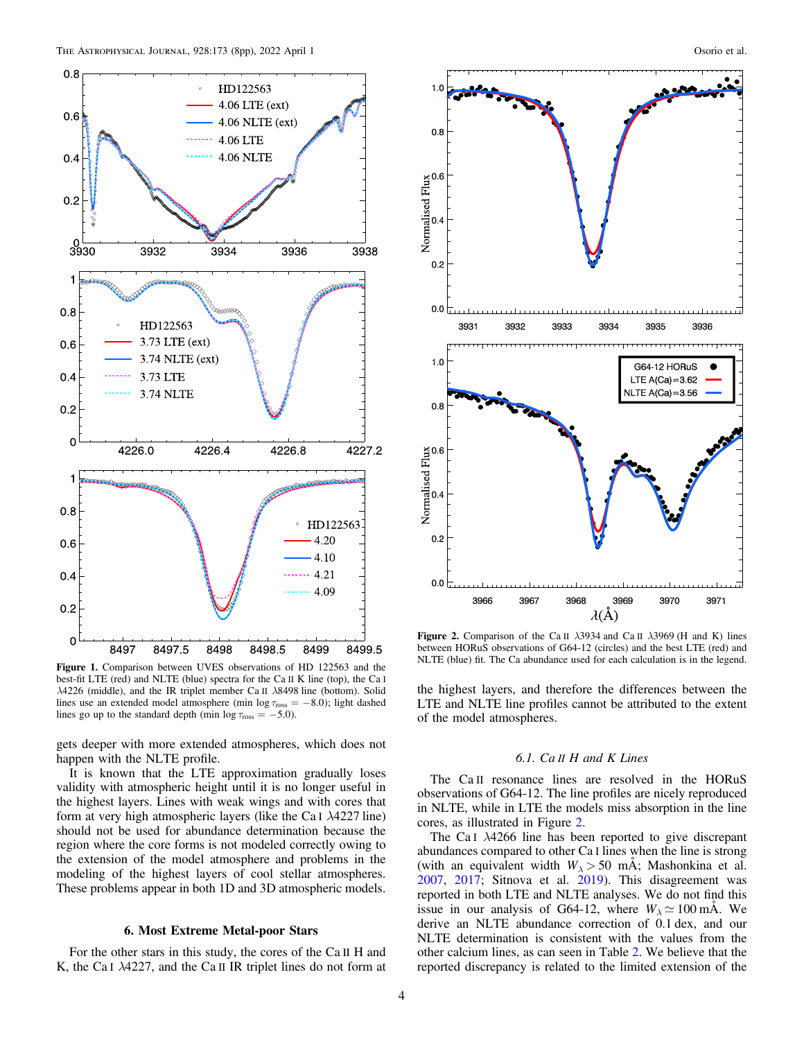**Figure 1.** Comparison between UVES observations of HD 122563 and the best-fit LTE (red) and NLTE (blue) spectra for the Ca II K line (top), the Ca I λ4226 (middle), and the IR triplet member Ca II λ8498 line (bottom). Solid lines use an extended model atmosphere (min log $\tau_{\rm ross} = -8.0$); light dashed lines go up to the standard depth (min log $\tau_{\rm ross} = -5.0$).

gets deeper with more extended atmospheres, which does not happen with the NLTE profile.

It is known that the LTE approximation gradually loses validity with atmospheric height until it is no longer useful in the highest layers. Lines with weak wings and with cores that form at very high atmospheric layers (like the Ca I λ4227 line) should not be used for abundance determination because the region where the core forms is not modeled correctly owing to the extension of the model atmosphere and problems in the modeling of the highest layers of cool stellar atmospheres. These problems appear in both 1D and 3D atmospheric models.

## 6. Most Extreme Metal-poor Stars

For the other stars in this study, the cores of the Ca II H and K, the Ca I λ4227, and the Ca II IR triplet lines do not form at the highest layers, and therefore the differences between the LTE and NLTE line profiles cannot be attributed to the extent of the model atmospheres.

**Figure 2.** Comparison of the Ca II λ3934 and Ca II λ3969 (H and K) lines between HORuS observations of G64-12 (circles) and the best LTE (red) and NLTE (blue) fit. The Ca abundance used for each calculation is in the legend.

### 6.1. Ca II H and K Lines

The Ca II resonance lines are resolved in the HORuS observations of G64-12. The line profiles are nicely reproduced in NLTE, while in LTE the models miss absorption in the line cores, as illustrated in Figure 2.

The Ca I λ4266 line has been reported to give discrepant abundances compared to other Ca I lines when the line is strong (with an equivalent width $W_\lambda > 50$ mÅ; Mashonkina et al. 2007, 2017; Sitnova et al. 2019). This disagreement was reported in both LTE and NLTE analyses. We do not find this issue in our analysis of G64-12, where $W_\lambda \simeq 100$ mÅ. We derive an NLTE abundance correction of 0.1 dex, and our NLTE determination is consistent with the values from the other calcium lines, as can be seen in Table 2. We believe that the reported discrepancy is related to the limited extension of the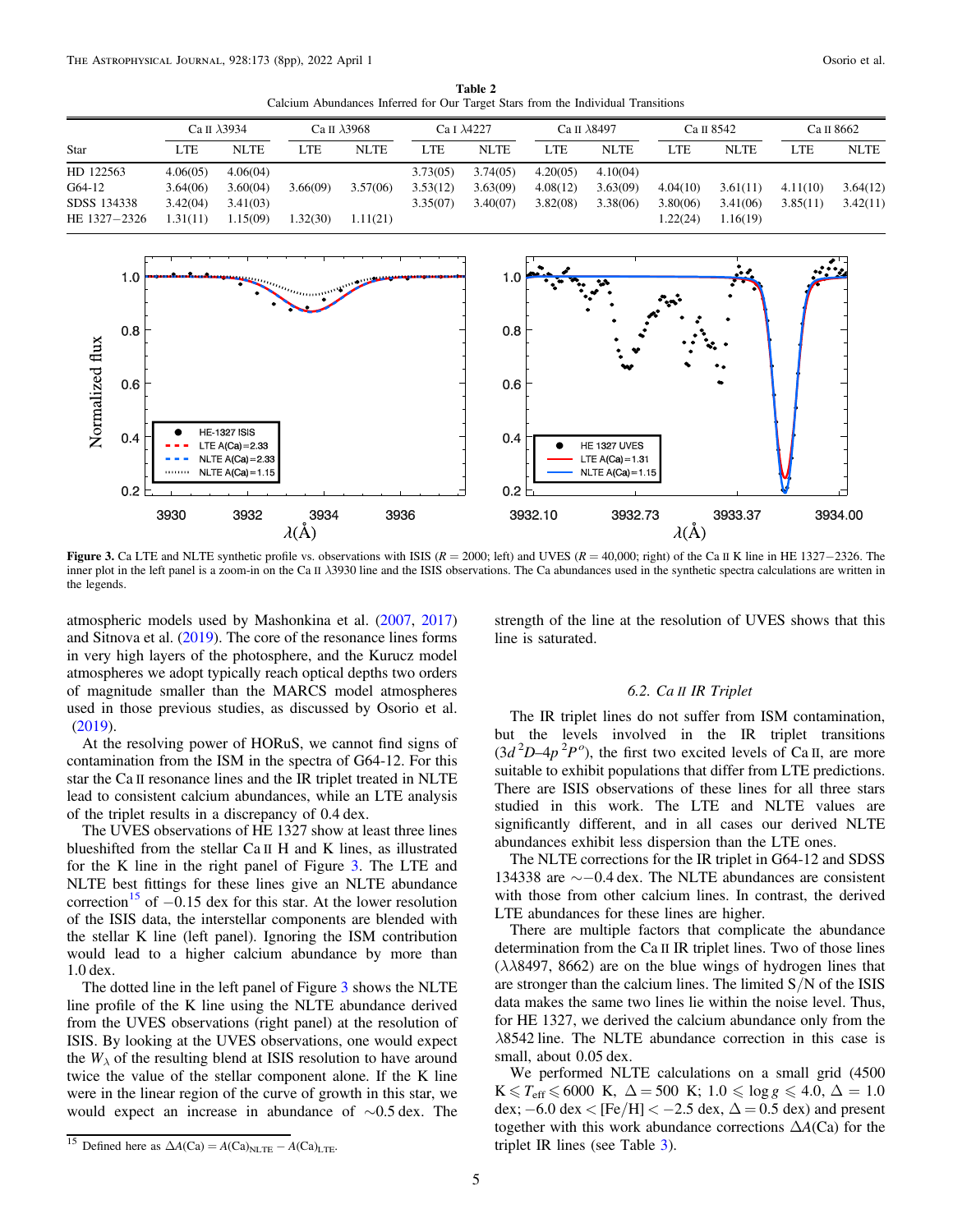**Table 2**
Calcium Abundances Inferred for Our Target Stars from the Individual Transitions

| Star | Ca II λ3934 | | Ca II λ3968 | | Ca I λ4227 | | Ca II λ8497 | | Ca II 8542 | | Ca II 8662 | |
|---|---|---|---|---|---|---|---|---|---|---|---|---|
| | LTE | NLTE | LTE | NLTE | LTE | NLTE | LTE | NLTE | LTE | NLTE | LTE | NLTE |
| HD 122563 | 4.06(05) | 4.06(04) | | | 3.73(05) | 3.74(05) | 4.20(05) | 4.10(04) | | | | |
| G64-12 | 3.64(06) | 3.60(04) | 3.66(09) | 3.57(06) | 3.53(12) | 3.63(09) | 4.08(12) | 3.63(09) | 4.04(10) | 3.61(11) | 4.11(10) | 3.64(12) |
| SDSS 134338 | 3.42(04) | 3.41(03) | | | 3.35(07) | 3.40(07) | 3.82(08) | 3.38(06) | 3.80(06) | 3.41(06) | 3.85(11) | 3.42(11) |
| HE 1327−2326 | 1.31(11) | 1.15(09) | 1.32(30) | 1.11(21) | | | | | 1.22(24) | 1.16(19) | | |

**Figure 3.** Ca LTE and NLTE synthetic profile vs. observations with ISIS ($R = 2000$; left) and UVES ($R = 40{,}000$; right) of the Ca II K line in HE 1327−2326. The inner plot in the left panel is a zoom-in on the Ca II λ3930 line and the ISIS observations. The Ca abundances used in the synthetic spectra calculations are written in the legends.

atmospheric models used by Mashonkina et al. (2007, 2017) and Sitnova et al. (2019). The core of the resonance lines forms in very high layers of the photosphere, and the Kurucz model atmospheres we adopt typically reach optical depths two orders of magnitude smaller than the MARCS model atmospheres used in those previous studies, as discussed by Osorio et al. (2019).

At the resolving power of HORuS, we cannot find signs of contamination from the ISM in the spectra of G64-12. For this star the Ca II resonance lines and the IR triplet treated in NLTE lead to consistent calcium abundances, while an LTE analysis of the triplet results in a discrepancy of 0.4 dex.

The UVES observations of HE 1327 show at least three lines blueshifted from the stellar Ca II H and K lines, as illustrated for the K line in the right panel of Figure 3. The LTE and NLTE best fittings for these lines give an NLTE abundance correction[15] of −0.15 dex for this star. At the lower resolution of the ISIS data, the interstellar components are blended with the stellar K line (left panel). Ignoring the ISM contribution would lead to a higher calcium abundance by more than 1.0 dex.

The dotted line in the left panel of Figure 3 shows the NLTE line profile of the K line using the NLTE abundance derived from the UVES observations (right panel) at the resolution of ISIS. By looking at the UVES observations, one would expect the $W_\lambda$ of the resulting blend at ISIS resolution to have around twice the value of the stellar component alone. If the K line were in the linear region of the curve of growth in this star, we would expect an increase in abundance of ∼0.5 dex. The strength of the line at the resolution of UVES shows that this line is saturated.

### 6.2. Ca II IR Triplet

The IR triplet lines do not suffer from ISM contamination, but the levels involved in the IR triplet transitions ($3d\,^2D$–$4p\,^2P^o$), the first two excited levels of Ca II, are more suitable to exhibit populations that differ from LTE predictions. There are ISIS observations of these lines for all three stars studied in this work. The LTE and NLTE values are significantly different, and in all cases our derived NLTE abundances exhibit less dispersion than the LTE ones.

The NLTE corrections for the IR triplet in G64-12 and SDSS 134338 are ∼−0.4 dex. The NLTE abundances are consistent with those from other calcium lines. In contrast, the derived LTE abundances for these lines are higher.

There are multiple factors that complicate the abundance determination from the Ca II IR triplet lines. Two of those lines (λλ8497, 8662) are on the blue wings of hydrogen lines that are stronger than the calcium lines. The limited S/N of the ISIS data makes the same two lines lie within the noise level. Thus, for HE 1327, we derived the calcium abundance only from the λ8542 line. The NLTE abundance correction in this case is small, about 0.05 dex.

We performed NLTE calculations on a small grid (4500 K $\leqslant T_{\rm eff} \leqslant$ 6000 K, $\Delta = 500$ K; $1.0 \leqslant \log g \leqslant 4.0$, $\Delta = 1.0$ dex; −6.0 dex < [Fe/H] < −2.5 dex, $\Delta = 0.5$ dex) and present together with this work abundance corrections $\Delta A$(Ca) for the triplet IR lines (see Table 3).

[15] Defined here as $\Delta A({\rm Ca}) = A({\rm Ca})_{\rm NLTE} - A({\rm Ca})_{\rm LTE}$.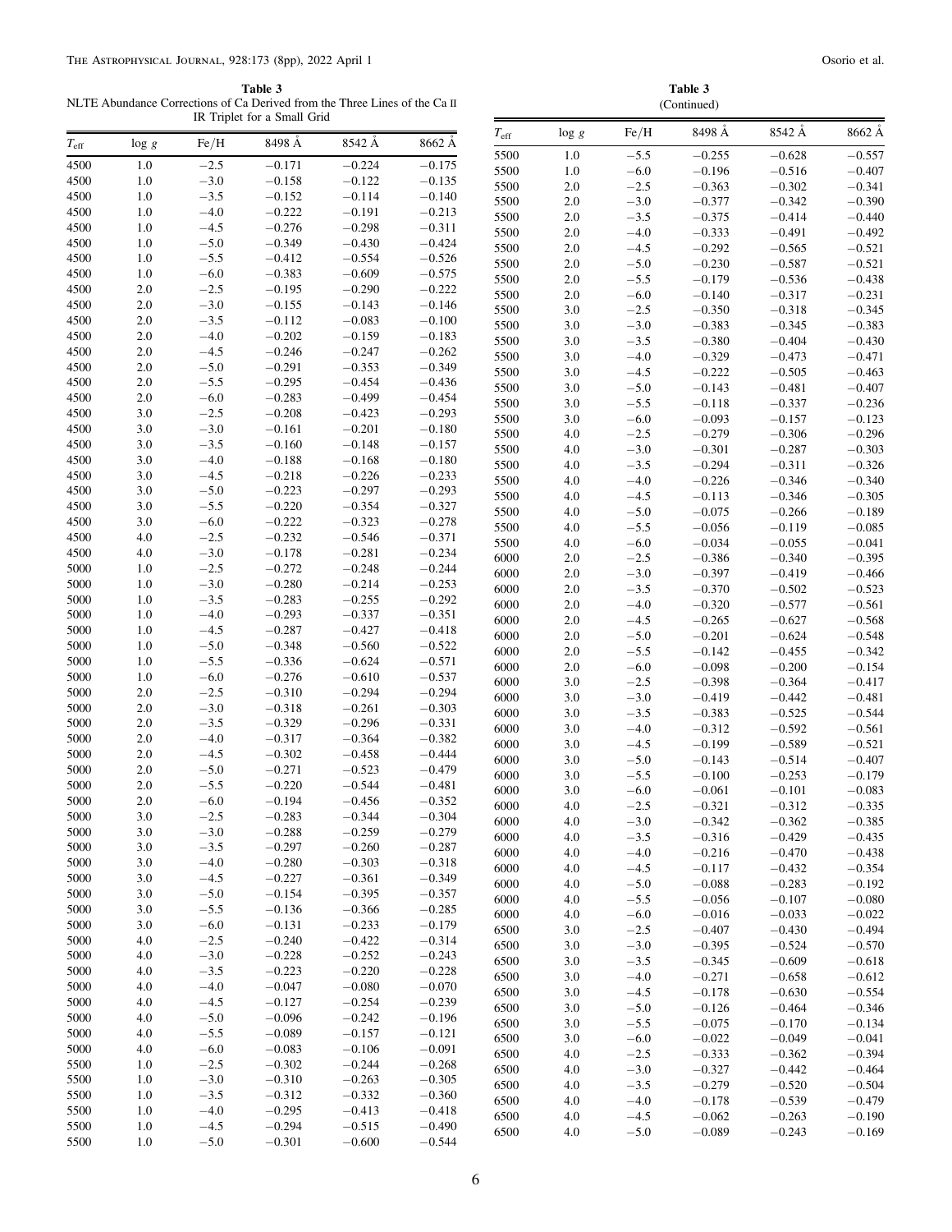**Table 3**
NLTE Abundance Corrections of Ca Derived from the Three Lines of the Ca II IR Triplet for a Small Grid

| $T_{eff}$ | log $g$ | Fe/H | 8498 Å | 8542 Å | 8662 Å |
|---|---|---|---|---|---|
| 4500 | 1.0 | −2.5 | −0.171 | −0.224 | −0.175 |
| 4500 | 1.0 | −3.0 | −0.158 | −0.122 | −0.135 |
| 4500 | 1.0 | −3.5 | −0.152 | −0.114 | −0.140 |
| 4500 | 1.0 | −4.0 | −0.222 | −0.191 | −0.213 |
| 4500 | 1.0 | −4.5 | −0.276 | −0.298 | −0.311 |
| 4500 | 1.0 | −5.0 | −0.349 | −0.430 | −0.424 |
| 4500 | 1.0 | −5.5 | −0.412 | −0.554 | −0.526 |
| 4500 | 1.0 | −6.0 | −0.383 | −0.609 | −0.575 |
| 4500 | 2.0 | −2.5 | −0.195 | −0.290 | −0.222 |
| 4500 | 2.0 | −3.0 | −0.155 | −0.143 | −0.146 |
| 4500 | 2.0 | −3.5 | −0.112 | −0.083 | −0.100 |
| 4500 | 2.0 | −4.0 | −0.202 | −0.159 | −0.183 |
| 4500 | 2.0 | −4.5 | −0.246 | −0.247 | −0.262 |
| 4500 | 2.0 | −5.0 | −0.291 | −0.353 | −0.349 |
| 4500 | 2.0 | −5.5 | −0.295 | −0.454 | −0.436 |
| 4500 | 2.0 | −6.0 | −0.283 | −0.499 | −0.454 |
| 4500 | 3.0 | −2.5 | −0.208 | −0.423 | −0.293 |
| 4500 | 3.0 | −3.0 | −0.161 | −0.201 | −0.180 |
| 4500 | 3.0 | −3.5 | −0.160 | −0.148 | −0.157 |
| 4500 | 3.0 | −4.0 | −0.188 | −0.168 | −0.180 |
| 4500 | 3.0 | −4.5 | −0.218 | −0.226 | −0.233 |
| 4500 | 3.0 | −5.0 | −0.223 | −0.297 | −0.293 |
| 4500 | 3.0 | −5.5 | −0.220 | −0.354 | −0.327 |
| 4500 | 3.0 | −6.0 | −0.222 | −0.323 | −0.278 |
| 4500 | 4.0 | −2.5 | −0.232 | −0.546 | −0.371 |
| 4500 | 4.0 | −3.0 | −0.178 | −0.281 | −0.234 |
| 5000 | 1.0 | −2.5 | −0.272 | −0.248 | −0.244 |
| 5000 | 1.0 | −3.0 | −0.280 | −0.214 | −0.253 |
| 5000 | 1.0 | −3.5 | −0.283 | −0.255 | −0.292 |
| 5000 | 1.0 | −4.0 | −0.293 | −0.337 | −0.351 |
| 5000 | 1.0 | −4.5 | −0.287 | −0.427 | −0.418 |
| 5000 | 1.0 | −5.0 | −0.348 | −0.560 | −0.522 |
| 5000 | 1.0 | −5.5 | −0.336 | −0.624 | −0.571 |
| 5000 | 1.0 | −6.0 | −0.276 | −0.610 | −0.537 |
| 5000 | 2.0 | −2.5 | −0.310 | −0.294 | −0.294 |
| 5000 | 2.0 | −3.0 | −0.318 | −0.261 | −0.303 |
| 5000 | 2.0 | −3.5 | −0.329 | −0.296 | −0.331 |
| 5000 | 2.0 | −4.0 | −0.317 | −0.364 | −0.382 |
| 5000 | 2.0 | −4.5 | −0.302 | −0.458 | −0.444 |
| 5000 | 2.0 | −5.0 | −0.271 | −0.523 | −0.479 |
| 5000 | 2.0 | −5.5 | −0.220 | −0.544 | −0.481 |
| 5000 | 2.0 | −6.0 | −0.194 | −0.456 | −0.352 |
| 5000 | 3.0 | −2.5 | −0.283 | −0.344 | −0.304 |
| 5000 | 3.0 | −3.0 | −0.288 | −0.259 | −0.279 |
| 5000 | 3.0 | −3.5 | −0.297 | −0.260 | −0.287 |
| 5000 | 3.0 | −4.0 | −0.280 | −0.303 | −0.318 |
| 5000 | 3.0 | −4.5 | −0.227 | −0.361 | −0.349 |
| 5000 | 3.0 | −5.0 | −0.154 | −0.395 | −0.357 |
| 5000 | 3.0 | −5.5 | −0.136 | −0.366 | −0.285 |
| 5000 | 3.0 | −6.0 | −0.131 | −0.233 | −0.179 |
| 5000 | 4.0 | −2.5 | −0.240 | −0.422 | −0.314 |
| 5000 | 4.0 | −3.0 | −0.228 | −0.252 | −0.243 |
| 5000 | 4.0 | −3.5 | −0.223 | −0.220 | −0.228 |
| 5000 | 4.0 | −4.0 | −0.047 | −0.080 | −0.070 |
| 5000 | 4.0 | −4.5 | −0.127 | −0.254 | −0.239 |
| 5000 | 4.0 | −5.0 | −0.096 | −0.242 | −0.196 |
| 5000 | 4.0 | −5.5 | −0.089 | −0.157 | −0.121 |
| 5000 | 4.0 | −6.0 | −0.083 | −0.106 | −0.091 |
| 5500 | 1.0 | −2.5 | −0.302 | −0.244 | −0.268 |
| 5500 | 1.0 | −3.0 | −0.310 | −0.263 | −0.305 |
| 5500 | 1.0 | −3.5 | −0.312 | −0.332 | −0.360 |
| 5500 | 1.0 | −4.0 | −0.295 | −0.413 | −0.418 |
| 5500 | 1.0 | −4.5 | −0.294 | −0.515 | −0.490 |
| 5500 | 1.0 | −5.0 | −0.301 | −0.600 | −0.544 |
| 5500 | 1.0 | −5.5 | −0.255 | −0.628 | −0.557 |
| 5500 | 1.0 | −6.0 | −0.196 | −0.516 | −0.407 |
| 5500 | 2.0 | −2.5 | −0.363 | −0.302 | −0.341 |
| 5500 | 2.0 | −3.0 | −0.377 | −0.342 | −0.390 |
| 5500 | 2.0 | −3.5 | −0.375 | −0.414 | −0.440 |
| 5500 | 2.0 | −4.0 | −0.333 | −0.491 | −0.492 |
| 5500 | 2.0 | −4.5 | −0.292 | −0.565 | −0.521 |
| 5500 | 2.0 | −5.0 | −0.230 | −0.587 | −0.521 |
| 5500 | 2.0 | −5.5 | −0.179 | −0.536 | −0.438 |
| 5500 | 2.0 | −6.0 | −0.140 | −0.317 | −0.231 |
| 5500 | 3.0 | −2.5 | −0.350 | −0.318 | −0.345 |
| 5500 | 3.0 | −3.0 | −0.383 | −0.345 | −0.383 |
| 5500 | 3.0 | −3.5 | −0.380 | −0.404 | −0.430 |
| 5500 | 3.0 | −4.0 | −0.329 | −0.473 | −0.471 |
| 5500 | 3.0 | −4.5 | −0.222 | −0.505 | −0.463 |
| 5500 | 3.0 | −5.0 | −0.143 | −0.481 | −0.407 |
| 5500 | 3.0 | −5.5 | −0.118 | −0.337 | −0.236 |
| 5500 | 3.0 | −6.0 | −0.093 | −0.157 | −0.123 |
| 5500 | 4.0 | −2.5 | −0.279 | −0.306 | −0.296 |
| 5500 | 4.0 | −3.0 | −0.301 | −0.287 | −0.303 |
| 5500 | 4.0 | −3.5 | −0.294 | −0.311 | −0.326 |
| 5500 | 4.0 | −4.0 | −0.226 | −0.346 | −0.340 |
| 5500 | 4.0 | −4.5 | −0.113 | −0.346 | −0.305 |
| 5500 | 4.0 | −5.0 | −0.075 | −0.266 | −0.189 |
| 5500 | 4.0 | −5.5 | −0.056 | −0.119 | −0.085 |
| 5500 | 4.0 | −6.0 | −0.034 | −0.055 | −0.041 |
| 6000 | 2.0 | −2.5 | −0.386 | −0.340 | −0.395 |
| 6000 | 2.0 | −3.0 | −0.397 | −0.419 | −0.466 |
| 6000 | 2.0 | −3.5 | −0.370 | −0.502 | −0.523 |
| 6000 | 2.0 | −4.0 | −0.320 | −0.577 | −0.561 |
| 6000 | 2.0 | −4.5 | −0.265 | −0.627 | −0.568 |
| 6000 | 2.0 | −5.0 | −0.201 | −0.624 | −0.548 |
| 6000 | 2.0 | −5.5 | −0.142 | −0.455 | −0.342 |
| 6000 | 2.0 | −6.0 | −0.098 | −0.200 | −0.154 |
| 6000 | 3.0 | −2.5 | −0.398 | −0.364 | −0.417 |
| 6000 | 3.0 | −3.0 | −0.419 | −0.442 | −0.481 |
| 6000 | 3.0 | −3.5 | −0.383 | −0.525 | −0.544 |
| 6000 | 3.0 | −4.0 | −0.312 | −0.592 | −0.561 |
| 6000 | 3.0 | −4.5 | −0.199 | −0.589 | −0.521 |
| 6000 | 3.0 | −5.0 | −0.143 | −0.514 | −0.407 |
| 6000 | 3.0 | −5.5 | −0.100 | −0.253 | −0.179 |
| 6000 | 3.0 | −6.0 | −0.061 | −0.101 | −0.083 |
| 6000 | 4.0 | −2.5 | −0.321 | −0.312 | −0.335 |
| 6000 | 4.0 | −3.0 | −0.342 | −0.362 | −0.385 |
| 6000 | 4.0 | −3.5 | −0.316 | −0.429 | −0.435 |
| 6000 | 4.0 | −4.0 | −0.216 | −0.470 | −0.438 |
| 6000 | 4.0 | −4.5 | −0.117 | −0.432 | −0.354 |
| 6000 | 4.0 | −5.0 | −0.088 | −0.283 | −0.192 |
| 6000 | 4.0 | −5.5 | −0.056 | −0.107 | −0.080 |
| 6000 | 4.0 | −6.0 | −0.016 | −0.033 | −0.022 |
| 6500 | 3.0 | −2.5 | −0.407 | −0.430 | −0.494 |
| 6500 | 3.0 | −3.0 | −0.395 | −0.524 | −0.570 |
| 6500 | 3.0 | −3.5 | −0.345 | −0.609 | −0.618 |
| 6500 | 3.0 | −4.0 | −0.271 | −0.658 | −0.612 |
| 6500 | 3.0 | −4.5 | −0.178 | −0.630 | −0.554 |
| 6500 | 3.0 | −5.0 | −0.126 | −0.464 | −0.346 |
| 6500 | 3.0 | −5.5 | −0.075 | −0.170 | −0.134 |
| 6500 | 3.0 | −6.0 | −0.022 | −0.049 | −0.041 |
| 6500 | 4.0 | −2.5 | −0.333 | −0.362 | −0.394 |
| 6500 | 4.0 | −3.0 | −0.327 | −0.442 | −0.464 |
| 6500 | 4.0 | −3.5 | −0.279 | −0.520 | −0.504 |
| 6500 | 4.0 | −4.0 | −0.178 | −0.539 | −0.479 |
| 6500 | 4.0 | −4.5 | −0.062 | −0.263 | −0.190 |
| 6500 | 4.0 | −5.0 | −0.089 | −0.243 | −0.169 |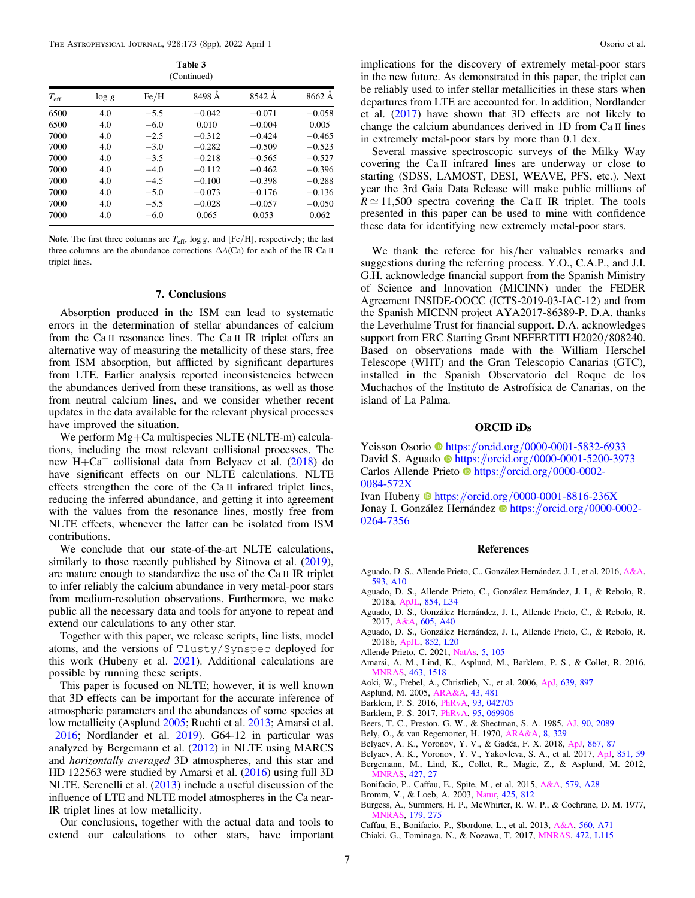**Table 3**
(Continued)

| $T_{\rm eff}$ | log $g$ | Fe/H | 8498 Å | 8542 Å | 8662 Å |
|---|---|---|---|---|---|
| 6500 | 4.0 | −5.5 | −0.042 | −0.071 | −0.058 |
| 6500 | 4.0 | −6.0 | 0.010 | −0.004 | 0.005 |
| 7000 | 4.0 | −2.5 | −0.312 | −0.424 | −0.465 |
| 7000 | 4.0 | −3.0 | −0.282 | −0.509 | −0.523 |
| 7000 | 4.0 | −3.5 | −0.218 | −0.565 | −0.527 |
| 7000 | 4.0 | −4.0 | −0.112 | −0.462 | −0.396 |
| 7000 | 4.0 | −4.5 | −0.100 | −0.398 | −0.288 |
| 7000 | 4.0 | −5.0 | −0.073 | −0.176 | −0.136 |
| 7000 | 4.0 | −5.5 | −0.028 | −0.057 | −0.050 |
| 7000 | 4.0 | −6.0 | 0.065 | 0.053 | 0.062 |

**Note.** The first three columns are $T_{\rm eff}$, log $g$, and [Fe/H], respectively; the last three columns are the abundance corrections $\Delta A$(Ca) for each of the IR Ca II triplet lines.

## 7. Conclusions

Absorption produced in the ISM can lead to systematic errors in the determination of stellar abundances of calcium from the Ca II resonance lines. The Ca II IR triplet offers an alternative way of measuring the metallicity of these stars, free from ISM absorption, but afflicted by significant departures from LTE. Earlier analysis reported inconsistencies between the abundances derived from these transitions, as well as those from neutral calcium lines, and we consider whether recent updates in the data available for the relevant physical processes have improved the situation.

We perform Mg+Ca multispecies NLTE (NLTE-m) calculations, including the most relevant collisional processes. The new H+$Ca^+$ collisional data from Belyaev et al. (2018) do have significant effects on our NLTE calculations. NLTE effects strengthen the core of the Ca II infrared triplet lines, reducing the inferred abundance, and getting it into agreement with the values from the resonance lines, mostly free from NLTE effects, whenever the latter can be isolated from ISM contributions.

We conclude that our state-of-the-art NLTE calculations, similarly to those recently published by Sitnova et al. (2019), are mature enough to standardize the use of the Ca II IR triplet to infer reliably the calcium abundance in very metal-poor stars from medium-resolution observations. Furthermore, we make public all the necessary data and tools for anyone to repeat and extend our calculations to any other star.

Together with this paper, we release scripts, line lists, model atoms, and the versions of `Tlusty/Synspec` deployed for this work (Hubeny et al. 2021). Additional calculations are possible by running these scripts.

This paper is focused on NLTE; however, it is well known that 3D effects can be important for the accurate inference of atmospheric parameters and the abundances of some species at low metallicity (Asplund 2005; Ruchti et al. 2013; Amarsi et al. 2016; Nordlander et al. 2019). G64-12 in particular was analyzed by Bergemann et al. (2012) in NLTE using MARCS and *horizontally averaged* 3D atmospheres, and this star and HD 122563 were studied by Amarsi et al. (2016) using full 3D NLTE. Serenelli et al. (2013) include a useful discussion of the influence of LTE and NLTE model atmospheres in the Ca near-IR triplet lines at low metallicity.

Our conclusions, together with the actual data and tools to extend our calculations to other stars, have important implications for the discovery of extremely metal-poor stars in the new future. As demonstrated in this paper, the triplet can be reliably used to infer stellar metallicities in these stars when departures from LTE are accounted for. In addition, Nordlander et al. (2017) have shown that 3D effects are not likely to change the calcium abundances derived in 1D from Ca II lines in extremely metal-poor stars by more than 0.1 dex.

Several massive spectroscopic surveys of the Milky Way covering the Ca II infrared lines are underway or close to starting (SDSS, LAMOST, DESI, WEAVE, PFS, etc.). Next year the 3rd Gaia Data Release will make public millions of $R \simeq 11{,}500$ spectra covering the Ca II IR triplet. The tools presented in this paper can be used to mine with confidence these data for identifying new extremely metal-poor stars.

We thank the referee for his/her valuables remarks and suggestions during the referring process. Y.O., C.A.P., and J.I. G.H. acknowledge financial support from the Spanish Ministry of Science and Innovation (MICINN) under the FEDER Agreement INSIDE-OOCC (ICTS-2019-03-IAC-12) and from the Spanish MICINN project AYA2017-86389-P. D.A. thanks the Leverhulme Trust for financial support. D.A. acknowledges support from ERC Starting Grant NEFERTITI H2020/808240. Based on observations made with the William Herschel Telescope (WHT) and the Gran Telescopio Canarias (GTC), installed in the Spanish Observatorio del Roque de los Muchachos of the Instituto de Astrofísica de Canarias, on the island of La Palma.

## ORCID iDs

Yeisson Osorio https://orcid.org/0000-0001-5832-6933
David S. Aguado https://orcid.org/0000-0001-5200-3973
Carlos Allende Prieto https://orcid.org/0000-0002-0084-572X
Ivan Hubeny https://orcid.org/0000-0001-8816-236X
Jonay I. González Hernández https://orcid.org/0000-0002-0264-7356

## References

Aguado, D. S., Allende Prieto, C., González Hernández, J. I., et al. 2016, A&A, 593, A10
Aguado, D. S., Allende Prieto, C., González Hernández, J. I., & Rebolo, R. 2018a, ApJL, 854, L34
Aguado, D. S., González Hernández, J. I., Allende Prieto, C., & Rebolo, R. 2017, A&A, 605, A40
Aguado, D. S., González Hernández, J. I., Allende Prieto, C., & Rebolo, R. 2018b, ApJL, 852, L20
Allende Prieto, C. 2021, NatAs, 5, 105
Amarsi, A. M., Lind, K., Asplund, M., Barklem, P. S., & Collet, R. 2016, MNRAS, 463, 1518
Aoki, W., Frebel, A., Christlieb, N., et al. 2006, ApJ, 639, 897
Asplund, M. 2005, ARA&A, 43, 481
Barklem, P. S. 2016, PhRvA, 93, 042705
Barklem, P. S. 2017, PhRvA, 95, 069906
Beers, T. C., Preston, G. W., & Shectman, S. A. 1985, AJ, 90, 2089
Bely, O., & van Regemorter, H. 1970, ARA&A, 8, 329
Belyaev, A. K., Voronov, Y. V., & Gadéa, F. X. 2018, ApJ, 867, 87
Belyaev, A. K., Voronov, Y. V., Yakovleva, S. A., et al. 2017, ApJ, 851, 59
Bergemann, M., Lind, K., Collet, R., Magic, Z., & Asplund, M. 2012, MNRAS, 427, 27
Bonifacio, P., Caffau, E., Spite, M., et al. 2015, A&A, 579, A28
Bromm, V., & Loeb, A. 2003, Natur, 425, 812
Burgess, A., Summers, H. P., McWhirter, R. W. P., & Cochrane, D. M. 1977, MNRAS, 179, 275
Caffau, E., Bonifacio, P., Sbordone, L., et al. 2013, A&A, 560, A71
Chiaki, G., Tominaga, N., & Nozawa, T. 2017, MNRAS, 472, L115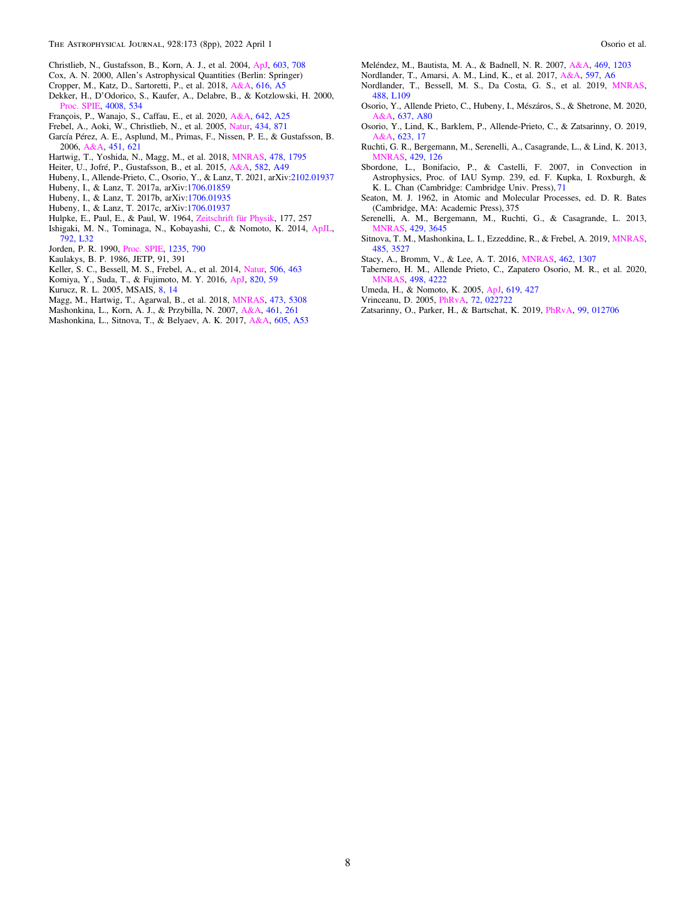Christlieb, N., Gustafsson, B., Korn, A. J., et al. 2004, ApJ, 603, 708

Cox, A. N. 2000, Allen's Astrophysical Quantities (Berlin: Springer)

Cropper, M., Katz, D., Sartoretti, P., et al. 2018, A&A, 616, A5

Dekker, H., D'Odorico, S., Kaufer, A., Delabre, B., & Kotzlowski, H. 2000, Proc. SPIE, 4008, 534

François, P., Wanajo, S., Caffau, E., et al. 2020, A&A, 642, A25

Frebel, A., Aoki, W., Christlieb, N., et al. 2005, Natur, 434, 871

García Pérez, A. E., Asplund, M., Primas, F., Nissen, P. E., & Gustafsson, B. 2006, A&A, 451, 621

Hartwig, T., Yoshida, N., Magg, M., et al. 2018, MNRAS, 478, 1795

Heiter, U., Jofré, P., Gustafsson, B., et al. 2015, A&A, 582, A49

Hubeny, I., Allende-Prieto, C., Osorio, Y., & Lanz, T. 2021, arXiv:2102.01937

Hubeny, I., & Lanz, T. 2017a, arXiv:1706.01859

Hubeny, I., & Lanz, T. 2017b, arXiv:1706.01935

Hubeny, I., & Lanz, T. 2017c, arXiv:1706.01937

Hulpke, E., Paul, E., & Paul, W. 1964, Zeitschrift für Physik, 177, 257

Ishigaki, M. N., Tominaga, N., Kobayashi, C., & Nomoto, K. 2014, ApJL, 792, L32

Jorden, P. R. 1990, Proc. SPIE, 1235, 790

Kaulakys, B. P. 1986, JETP, 91, 391

Keller, S. C., Bessell, M. S., Frebel, A., et al. 2014, Natur, 506, 463

Komiya, Y., Suda, T., & Fujimoto, M. Y. 2016, ApJ, 820, 59

Kurucz, R. L. 2005, MSAIS, 8, 14

Magg, M., Hartwig, T., Agarwal, B., et al. 2018, MNRAS, 473, 5308

Mashonkina, L., Korn, A. J., & Przybilla, N. 2007, A&A, 461, 261

Mashonkina, L., Sitnova, T., & Belyaev, A. K. 2017, A&A, 605, A53

Meléndez, M., Bautista, M. A., & Badnell, N. R. 2007, A&A, 469, 1203

Nordlander, T., Amarsi, A. M., Lind, K., et al. 2017, A&A, 597, A6

Nordlander, T., Bessell, M. S., Da Costa, G. S., et al. 2019, MNRAS, 488, L109

Osorio, Y., Allende Prieto, C., Hubeny, I., Mészáros, S., & Shetrone, M. 2020, A&A, 637, A80

Osorio, Y., Lind, K., Barklem, P., Allende-Prieto, C., & Zatsarinny, O. 2019, A&A, 623, 17

Ruchti, G. R., Bergemann, M., Serenelli, A., Casagrande, L., & Lind, K. 2013, MNRAS, 429, 126

Sbordone, L., Bonifacio, P., & Castelli, F. 2007, in Convection in Astrophysics, Proc. of IAU Symp. 239, ed. F. Kupka, I. Roxburgh, & K. L. Chan (Cambridge: Cambridge Univ. Press), 71

Seaton, M. J. 1962, in Atomic and Molecular Processes, ed. D. R. Bates (Cambridge, MA: Academic Press), 375

Serenelli, A. M., Bergemann, M., Ruchti, G., & Casagrande, L. 2013, MNRAS, 429, 3645

Sitnova, T. M., Mashonkina, L. I., Ezzeddine, R., & Frebel, A. 2019, MNRAS, 485, 3527

Stacy, A., Bromm, V., & Lee, A. T. 2016, MNRAS, 462, 1307

Tabernero, H. M., Allende Prieto, C., Zapatero Osorio, M. R., et al. 2020, MNRAS, 498, 4222

Umeda, H., & Nomoto, K. 2005, ApJ, 619, 427

Vrinceanu, D. 2005, PhRvA, 72, 022722

Zatsarinny, O., Parker, H., & Bartschat, K. 2019, PhRvA, 99, 012706